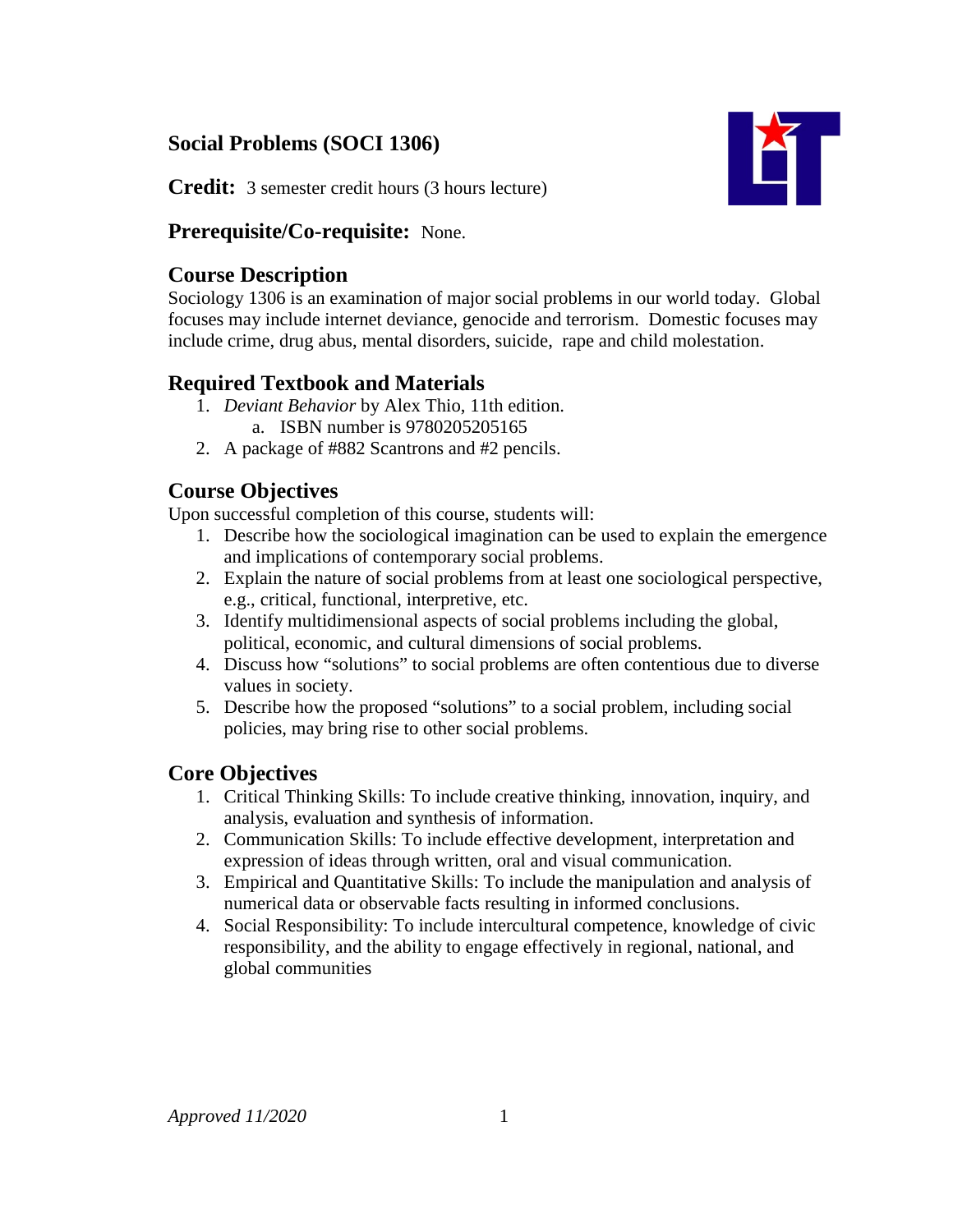# Social Problems (SOCI 1306)

**Credit:** 3 semester credit hours (3 hours lecture)

**Prerequisite/Co-requisite:** None.

## Course Description

Sociology 1306 is an examination of major social problems in our world today. Global focuses may include internet deviance, genocide and terrorism. Domestic focuses may include crime, drug abus, mental disorders, suicide, rape and child molestation.

## Required Textbook and Materials

1. *Deviant Behavior* by Alex Thio, 11th edition.
    a. ISBN number is 9780205205165
2. A package of #882 Scantrons and #2 pencils.

## Course Objectives

Upon successful completion of this course, students will:

1. Describe how the sociological imagination can be used to explain the emergence and implications of contemporary social problems.
2. Explain the nature of social problems from at least one sociological perspective, e.g., critical, functional, interpretive, etc.
3. Identify multidimensional aspects of social problems including the global, political, economic, and cultural dimensions of social problems.
4. Discuss how "solutions" to social problems are often contentious due to diverse values in society.
5. Describe how the proposed "solutions" to a social problem, including social policies, may bring rise to other social problems.

## Core Objectives

1. Critical Thinking Skills: To include creative thinking, innovation, inquiry, and analysis, evaluation and synthesis of information.
2. Communication Skills: To include effective development, interpretation and expression of ideas through written, oral and visual communication.
3. Empirical and Quantitative Skills: To include the manipulation and analysis of numerical data or observable facts resulting in informed conclusions.
4. Social Responsibility: To include intercultural competence, knowledge of civic responsibility, and the ability to engage effectively in regional, national, and global communities

*Approved 11/2020*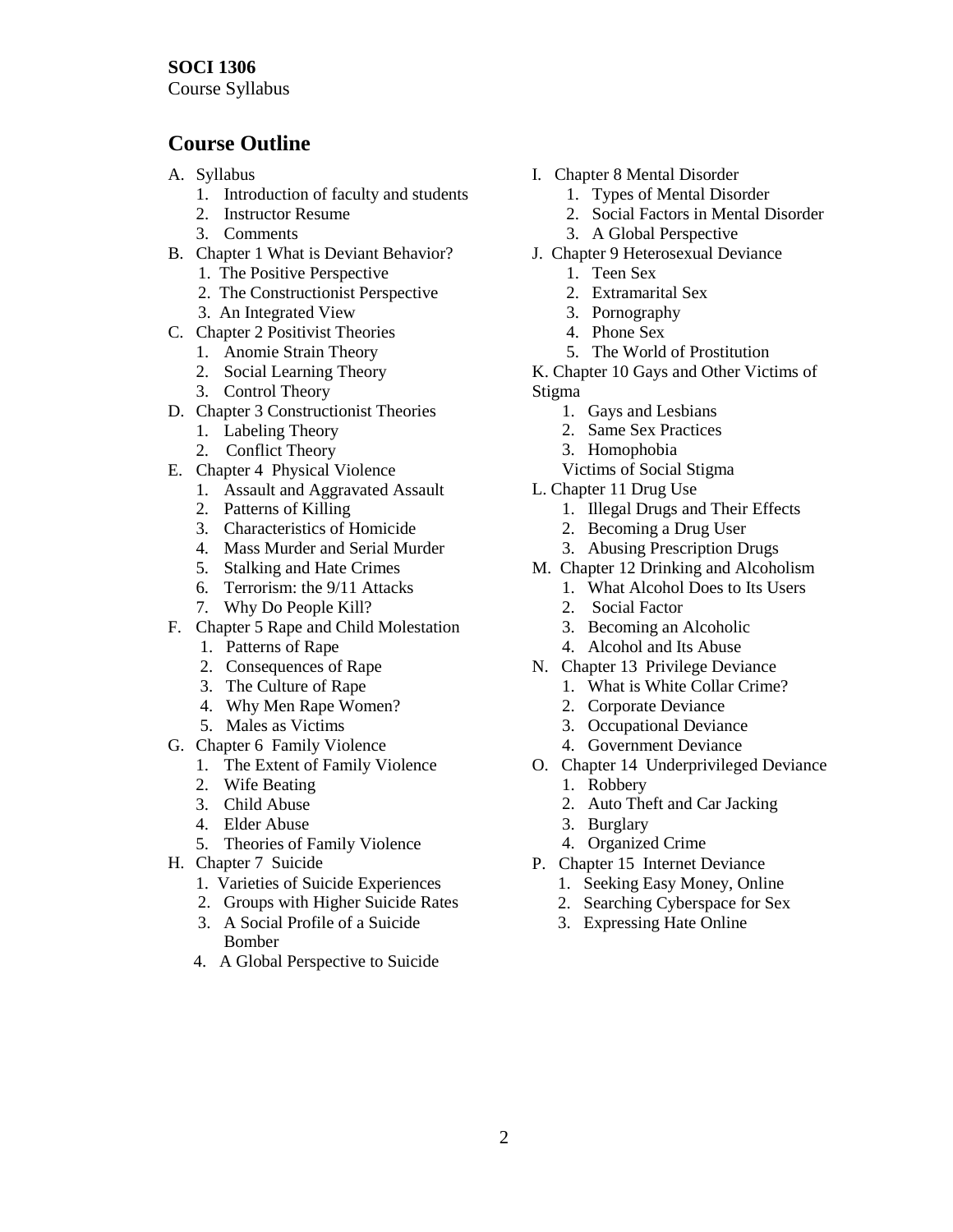**SOCI 1306**
Course Syllabus

## Course Outline

A. Syllabus
   1. Introduction of faculty and students
   2. Instructor Resume
   3. Comments

B. Chapter 1 What is Deviant Behavior?
   1. The Positive Perspective
   2. The Constructionist Perspective
   3. An Integrated View

C. Chapter 2 Positivist Theories
   1. Anomie Strain Theory
   2. Social Learning Theory
   3. Control Theory

D. Chapter 3 Constructionist Theories
   1. Labeling Theory
   2. Conflict Theory

E. Chapter 4 Physical Violence
   1. Assault and Aggravated Assault
   2. Patterns of Killing
   3. Characteristics of Homicide
   4. Mass Murder and Serial Murder
   5. Stalking and Hate Crimes
   6. Terrorism: the 9/11 Attacks
   7. Why Do People Kill?

F. Chapter 5 Rape and Child Molestation
   1. Patterns of Rape
   2. Consequences of Rape
   3. The Culture of Rape
   4. Why Men Rape Women?
   5. Males as Victims

G. Chapter 6 Family Violence
   1. The Extent of Family Violence
   2. Wife Beating
   3. Child Abuse
   4. Elder Abuse
   5. Theories of Family Violence

H. Chapter 7 Suicide
   1. Varieties of Suicide Experiences
   2. Groups with Higher Suicide Rates
   3. A Social Profile of a Suicide Bomber
   4. A Global Perspective to Suicide

I. Chapter 8 Mental Disorder
   1. Types of Mental Disorder
   2. Social Factors in Mental Disorder
   3. A Global Perspective

J. Chapter 9 Heterosexual Deviance
   1. Teen Sex
   2. Extramarital Sex
   3. Pornography
   4. Phone Sex
   5. The World of Prostitution

K. Chapter 10 Gays and Other Victims of Stigma
   1. Gays and Lesbians
   2. Same Sex Practices
   3. Homophobia

   Victims of Social Stigma

L. Chapter 11 Drug Use
   1. Illegal Drugs and Their Effects
   2. Becoming a Drug User
   3. Abusing Prescription Drugs

M. Chapter 12 Drinking and Alcoholism
   1. What Alcohol Does to Its Users
   2. Social Factor
   3. Becoming an Alcoholic
   4. Alcohol and Its Abuse

N. Chapter 13 Privilege Deviance
   1. What is White Collar Crime?
   2. Corporate Deviance
   3. Occupational Deviance
   4. Government Deviance

O. Chapter 14 Underprivileged Deviance
   1. Robbery
   2. Auto Theft and Car Jacking
   3. Burglary
   4. Organized Crime

P. Chapter 15 Internet Deviance
   1. Seeking Easy Money, Online
   2. Searching Cyberspace for Sex
   3. Expressing Hate Online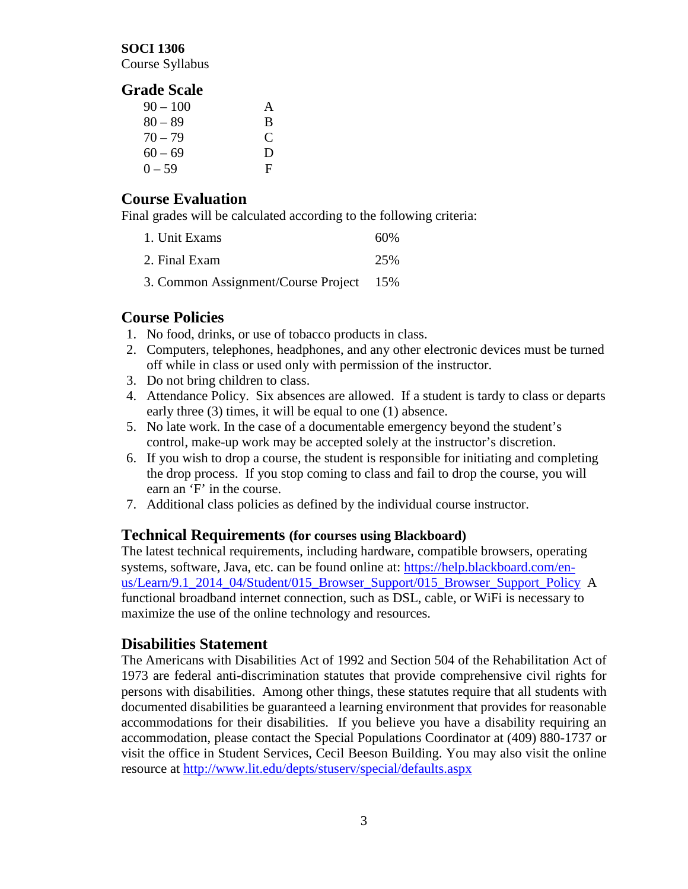**SOCI 1306**
Course Syllabus

## Grade Scale

| | |
|---|---|
| 90 – 100 | A |
| 80 – 89 | B |
| 70 – 79 | C |
| 60 – 69 | D |
| 0 – 59 | F |

## Course Evaluation

Final grades will be calculated according to the following criteria:

| | |
|---|---|
| 1. Unit Exams | 60% |
| 2. Final Exam | 25% |
| 3. Common Assignment/Course Project | 15% |

## Course Policies

1. No food, drinks, or use of tobacco products in class.
2. Computers, telephones, headphones, and any other electronic devices must be turned off while in class or used only with permission of the instructor.
3. Do not bring children to class.
4. Attendance Policy. Six absences are allowed. If a student is tardy to class or departs early three (3) times, it will be equal to one (1) absence.
5. No late work. In the case of a documentable emergency beyond the student's control, make-up work may be accepted solely at the instructor's discretion.
6. If you wish to drop a course, the student is responsible for initiating and completing the drop process. If you stop coming to class and fail to drop the course, you will earn an 'F' in the course.
7. Additional class policies as defined by the individual course instructor.

## Technical Requirements (for courses using Blackboard)

The latest technical requirements, including hardware, compatible browsers, operating systems, software, Java, etc. can be found online at: [https://help.blackboard.com/en-us/Learn/9.1_2014_04/Student/015_Browser_Support/015_Browser_Support_Policy](https://help.blackboard.com/en-us/Learn/9.1_2014_04/Student/015_Browser_Support/015_Browser_Support_Policy) A functional broadband internet connection, such as DSL, cable, or WiFi is necessary to maximize the use of the online technology and resources.

## Disabilities Statement

The Americans with Disabilities Act of 1992 and Section 504 of the Rehabilitation Act of 1973 are federal anti-discrimination statutes that provide comprehensive civil rights for persons with disabilities. Among other things, these statutes require that all students with documented disabilities be guaranteed a learning environment that provides for reasonable accommodations for their disabilities. If you believe you have a disability requiring an accommodation, please contact the Special Populations Coordinator at (409) 880-1737 or visit the office in Student Services, Cecil Beeson Building. You may also visit the online resource at [http://www.lit.edu/depts/stuserv/special/defaults.aspx](http://www.lit.edu/depts/stuserv/special/defaults.aspx)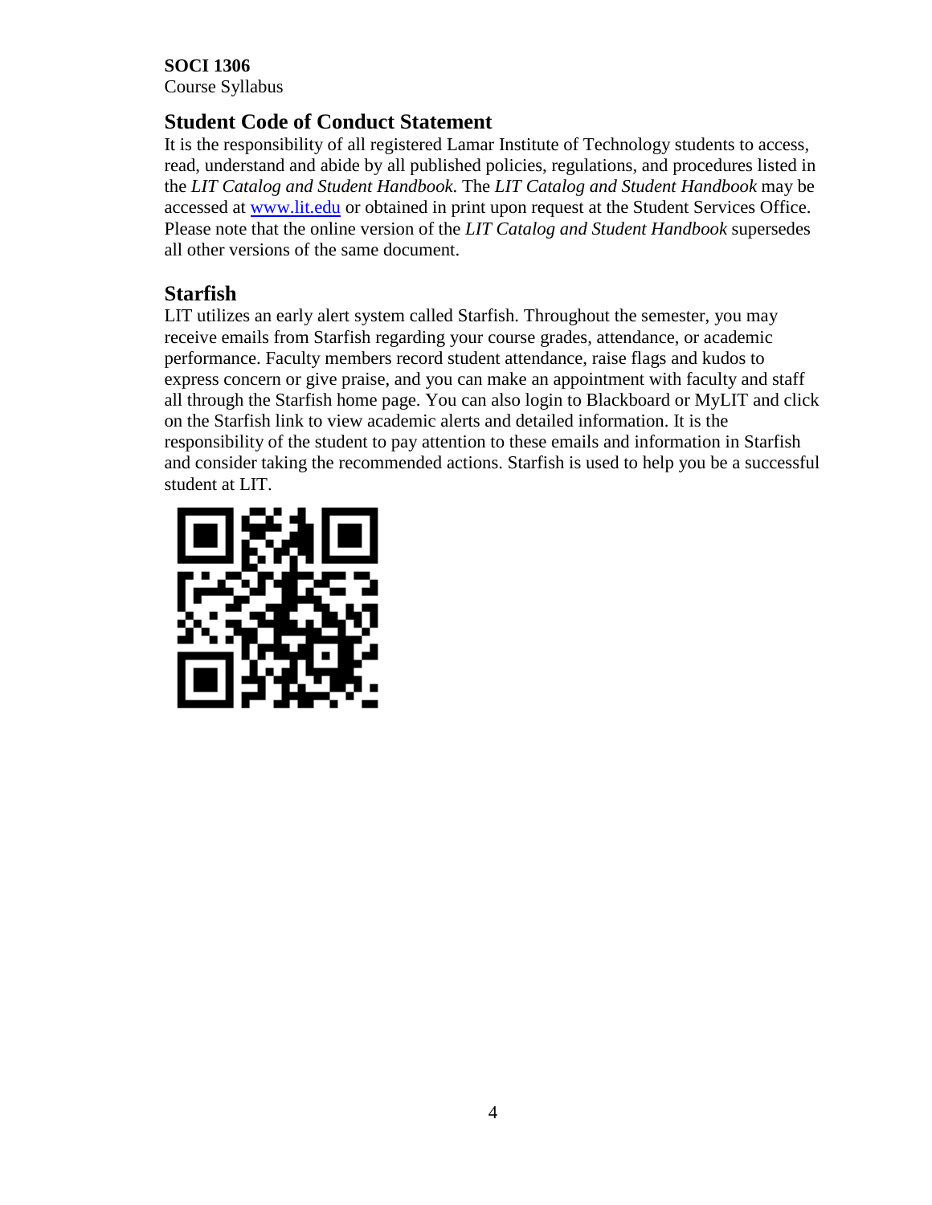## Student Code of Conduct Statement

It is the responsibility of all registered Lamar Institute of Technology students to access, read, understand and abide by all published policies, regulations, and procedures listed in the *LIT Catalog and Student Handbook*. The *LIT Catalog and Student Handbook* may be accessed at www.lit.edu or obtained in print upon request at the Student Services Office. Please note that the online version of the *LIT Catalog and Student Handbook* supersedes all other versions of the same document.

## Starfish

LIT utilizes an early alert system called Starfish. Throughout the semester, you may receive emails from Starfish regarding your course grades, attendance, or academic performance. Faculty members record student attendance, raise flags and kudos to express concern or give praise, and you can make an appointment with faculty and staff all through the Starfish home page. You can also login to Blackboard or MyLIT and click on the Starfish link to view academic alerts and detailed information. It is the responsibility of the student to pay attention to these emails and information in Starfish and consider taking the recommended actions. Starfish is used to help you be a successful student at LIT.